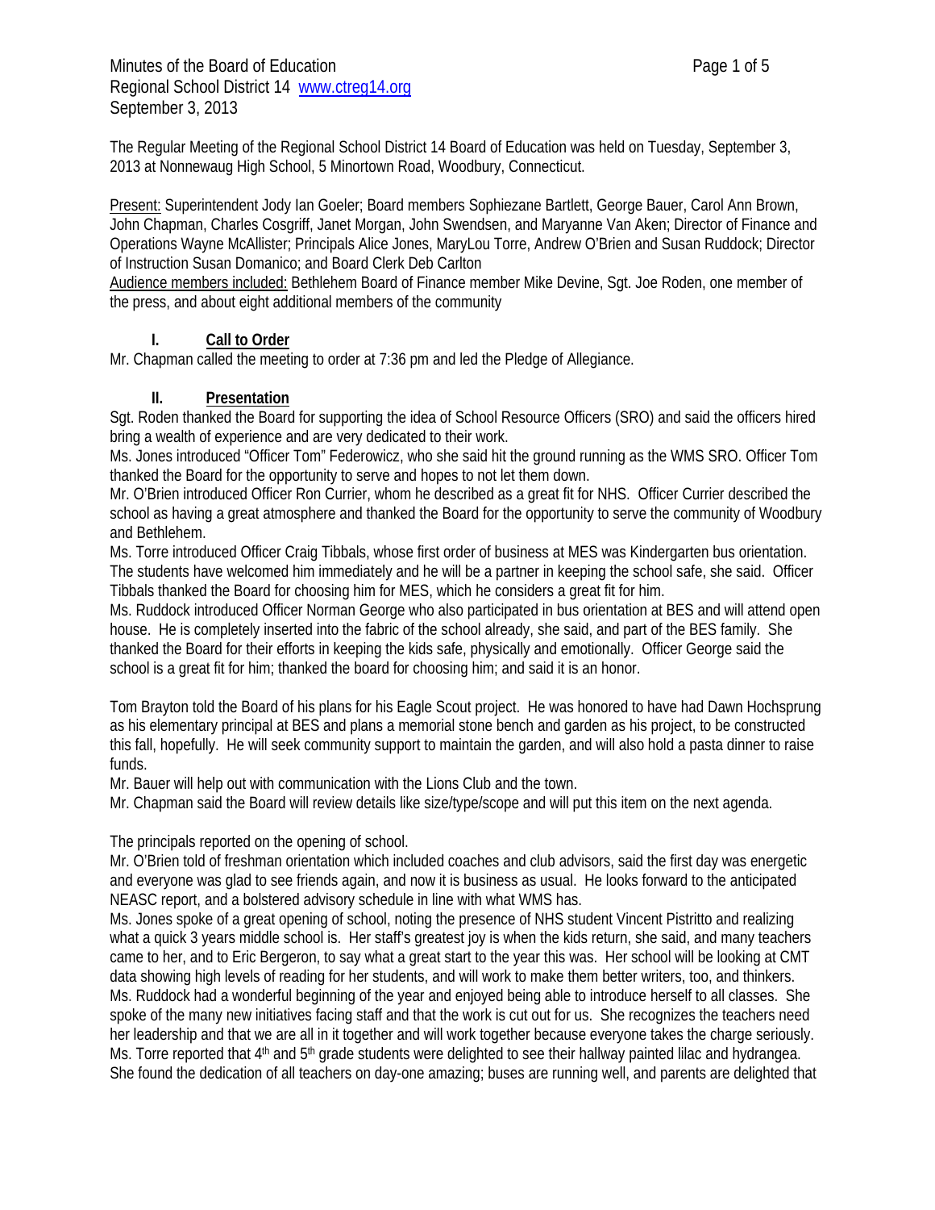Minutes of the Board of Education
Regional School District 14 www.ctreg14.org
September 3, 2013

The Regular Meeting of the Regional School District 14 Board of Education was held on Tuesday, September 3, 2013 at Nonnewaug High School, 5 Minortown Road, Woodbury, Connecticut.

Present: Superintendent Jody Ian Goeler; Board members Sophiezane Bartlett, George Bauer, Carol Ann Brown, John Chapman, Charles Cosgriff, Janet Morgan, John Swendsen, and Maryanne Van Aken; Director of Finance and Operations Wayne McAllister; Principals Alice Jones, MaryLou Torre, Andrew O'Brien and Susan Ruddock; Director of Instruction Susan Domanico; and Board Clerk Deb Carlton
Audience members included: Bethlehem Board of Finance member Mike Devine, Sgt. Joe Roden, one member of the press, and about eight additional members of the community

## I. Call to Order

Mr. Chapman called the meeting to order at 7:36 pm and led the Pledge of Allegiance.

## II. Presentation

Sgt. Roden thanked the Board for supporting the idea of School Resource Officers (SRO) and said the officers hired bring a wealth of experience and are very dedicated to their work.
Ms. Jones introduced "Officer Tom" Federowicz, who she said hit the ground running as the WMS SRO. Officer Tom thanked the Board for the opportunity to serve and hopes to not let them down.
Mr. O'Brien introduced Officer Ron Currier, whom he described as a great fit for NHS. Officer Currier described the school as having a great atmosphere and thanked the Board for the opportunity to serve the community of Woodbury and Bethlehem.
Ms. Torre introduced Officer Craig Tibbals, whose first order of business at MES was Kindergarten bus orientation. The students have welcomed him immediately and he will be a partner in keeping the school safe, she said. Officer Tibbals thanked the Board for choosing him for MES, which he considers a great fit for him.
Ms. Ruddock introduced Officer Norman George who also participated in bus orientation at BES and will attend open house. He is completely inserted into the fabric of the school already, she said, and part of the BES family. She thanked the Board for their efforts in keeping the kids safe, physically and emotionally. Officer George said the school is a great fit for him; thanked the board for choosing him; and said it is an honor.

Tom Brayton told the Board of his plans for his Eagle Scout project. He was honored to have had Dawn Hochsprung as his elementary principal at BES and plans a memorial stone bench and garden as his project, to be constructed this fall, hopefully. He will seek community support to maintain the garden, and will also hold a pasta dinner to raise funds.
Mr. Bauer will help out with communication with the Lions Club and the town.
Mr. Chapman said the Board will review details like size/type/scope and will put this item on the next agenda.

The principals reported on the opening of school.
Mr. O'Brien told of freshman orientation which included coaches and club advisors, said the first day was energetic and everyone was glad to see friends again, and now it is business as usual. He looks forward to the anticipated NEASC report, and a bolstered advisory schedule in line with what WMS has.
Ms. Jones spoke of a great opening of school, noting the presence of NHS student Vincent Pistritto and realizing what a quick 3 years middle school is. Her staff's greatest joy is when the kids return, she said, and many teachers came to her, and to Eric Bergeron, to say what a great start to the year this was. Her school will be looking at CMT data showing high levels of reading for her students, and will work to make them better writers, too, and thinkers.
Ms. Ruddock had a wonderful beginning of the year and enjoyed being able to introduce herself to all classes. She spoke of the many new initiatives facing staff and that the work is cut out for us. She recognizes the teachers need her leadership and that we are all in it together and will work together because everyone takes the charge seriously.
Ms. Torre reported that 4th and 5th grade students were delighted to see their hallway painted lilac and hydrangea. She found the dedication of all teachers on day-one amazing; buses are running well, and parents are delighted that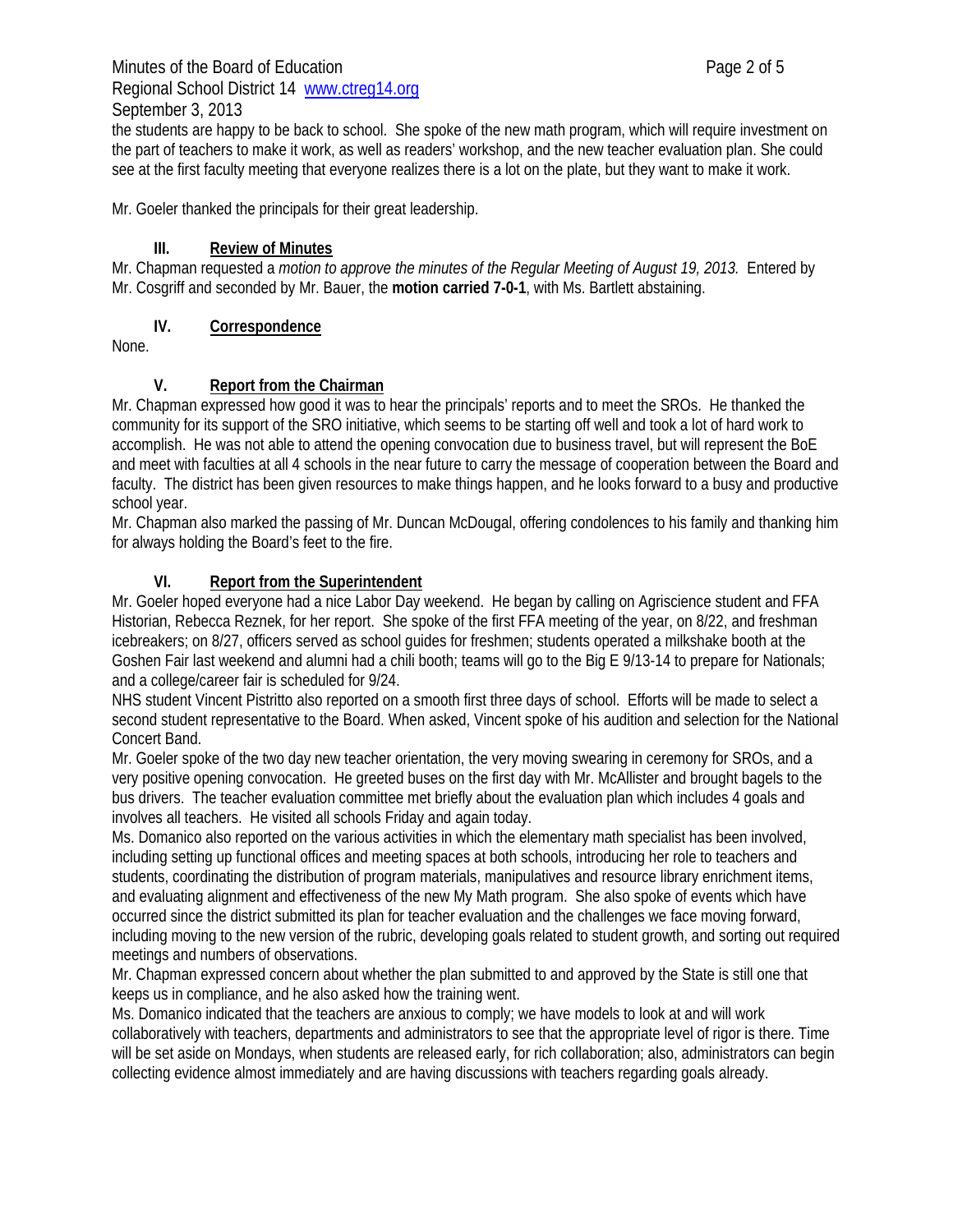the students are happy to be back to school. She spoke of the new math program, which will require investment on the part of teachers to make it work, as well as readers' workshop, and the new teacher evaluation plan. She could see at the first faculty meeting that everyone realizes there is a lot on the plate, but they want to make it work.

Mr. Goeler thanked the principals for their great leadership.

### III. Review of Minutes

Mr. Chapman requested a *motion to approve the minutes of the Regular Meeting of August 19, 2013.* Entered by Mr. Cosgriff and seconded by Mr. Bauer, the **motion carried 7-0-1**, with Ms. Bartlett abstaining.

### IV. Correspondence

None.

### V. Report from the Chairman

Mr. Chapman expressed how good it was to hear the principals' reports and to meet the SROs. He thanked the community for its support of the SRO initiative, which seems to be starting off well and took a lot of hard work to accomplish. He was not able to attend the opening convocation due to business travel, but will represent the BoE and meet with faculties at all 4 schools in the near future to carry the message of cooperation between the Board and faculty. The district has been given resources to make things happen, and he looks forward to a busy and productive school year.

Mr. Chapman also marked the passing of Mr. Duncan McDougal, offering condolences to his family and thanking him for always holding the Board's feet to the fire.

### VI. Report from the Superintendent

Mr. Goeler hoped everyone had a nice Labor Day weekend. He began by calling on Agriscience student and FFA Historian, Rebecca Reznek, for her report. She spoke of the first FFA meeting of the year, on 8/22, and freshman icebreakers; on 8/27, officers served as school guides for freshmen; students operated a milkshake booth at the Goshen Fair last weekend and alumni had a chili booth; teams will go to the Big E 9/13-14 to prepare for Nationals; and a college/career fair is scheduled for 9/24.

NHS student Vincent Pistritto also reported on a smooth first three days of school. Efforts will be made to select a second student representative to the Board. When asked, Vincent spoke of his audition and selection for the National Concert Band.

Mr. Goeler spoke of the two day new teacher orientation, the very moving swearing in ceremony for SROs, and a very positive opening convocation. He greeted buses on the first day with Mr. McAllister and brought bagels to the bus drivers. The teacher evaluation committee met briefly about the evaluation plan which includes 4 goals and involves all teachers. He visited all schools Friday and again today.

Ms. Domanico also reported on the various activities in which the elementary math specialist has been involved, including setting up functional offices and meeting spaces at both schools, introducing her role to teachers and students, coordinating the distribution of program materials, manipulatives and resource library enrichment items, and evaluating alignment and effectiveness of the new My Math program. She also spoke of events which have occurred since the district submitted its plan for teacher evaluation and the challenges we face moving forward, including moving to the new version of the rubric, developing goals related to student growth, and sorting out required meetings and numbers of observations.

Mr. Chapman expressed concern about whether the plan submitted to and approved by the State is still one that keeps us in compliance, and he also asked how the training went.

Ms. Domanico indicated that the teachers are anxious to comply; we have models to look at and will work collaboratively with teachers, departments and administrators to see that the appropriate level of rigor is there. Time will be set aside on Mondays, when students are released early, for rich collaboration; also, administrators can begin collecting evidence almost immediately and are having discussions with teachers regarding goals already.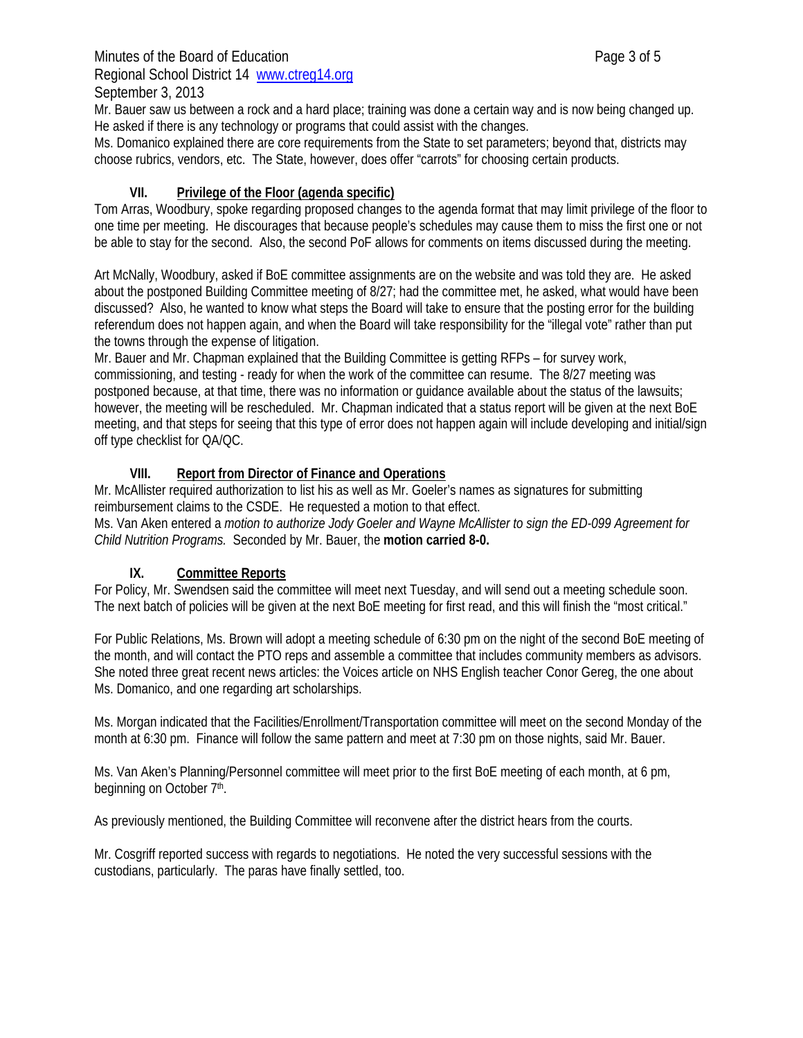Mr. Bauer saw us between a rock and a hard place; training was done a certain way and is now being changed up. He asked if there is any technology or programs that could assist with the changes.

Ms. Domanico explained there are core requirements from the State to set parameters; beyond that, districts may choose rubrics, vendors, etc. The State, however, does offer "carrots" for choosing certain products.

## VII. Privilege of the Floor (agenda specific)

Tom Arras, Woodbury, spoke regarding proposed changes to the agenda format that may limit privilege of the floor to one time per meeting. He discourages that because people's schedules may cause them to miss the first one or not be able to stay for the second. Also, the second PoF allows for comments on items discussed during the meeting.

Art McNally, Woodbury, asked if BoE committee assignments are on the website and was told they are. He asked about the postponed Building Committee meeting of 8/27; had the committee met, he asked, what would have been discussed? Also, he wanted to know what steps the Board will take to ensure that the posting error for the building referendum does not happen again, and when the Board will take responsibility for the "illegal vote" rather than put the towns through the expense of litigation.

Mr. Bauer and Mr. Chapman explained that the Building Committee is getting RFPs – for survey work, commissioning, and testing - ready for when the work of the committee can resume. The 8/27 meeting was postponed because, at that time, there was no information or guidance available about the status of the lawsuits; however, the meeting will be rescheduled. Mr. Chapman indicated that a status report will be given at the next BoE meeting, and that steps for seeing that this type of error does not happen again will include developing and initial/sign off type checklist for QA/QC.

## VIII. Report from Director of Finance and Operations

Mr. McAllister required authorization to list his as well as Mr. Goeler's names as signatures for submitting reimbursement claims to the CSDE. He requested a motion to that effect.

Ms. Van Aken entered a *motion to authorize Jody Goeler and Wayne McAllister to sign the ED-099 Agreement for Child Nutrition Programs.* Seconded by Mr. Bauer, the **motion carried 8-0.**

## IX. Committee Reports

For Policy, Mr. Swendsen said the committee will meet next Tuesday, and will send out a meeting schedule soon. The next batch of policies will be given at the next BoE meeting for first read, and this will finish the "most critical."

For Public Relations, Ms. Brown will adopt a meeting schedule of 6:30 pm on the night of the second BoE meeting of the month, and will contact the PTO reps and assemble a committee that includes community members as advisors. She noted three great recent news articles: the Voices article on NHS English teacher Conor Gereg, the one about Ms. Domanico, and one regarding art scholarships.

Ms. Morgan indicated that the Facilities/Enrollment/Transportation committee will meet on the second Monday of the month at 6:30 pm. Finance will follow the same pattern and meet at 7:30 pm on those nights, said Mr. Bauer.

Ms. Van Aken's Planning/Personnel committee will meet prior to the first BoE meeting of each month, at 6 pm, beginning on October 7th.

As previously mentioned, the Building Committee will reconvene after the district hears from the courts.

Mr. Cosgriff reported success with regards to negotiations. He noted the very successful sessions with the custodians, particularly. The paras have finally settled, too.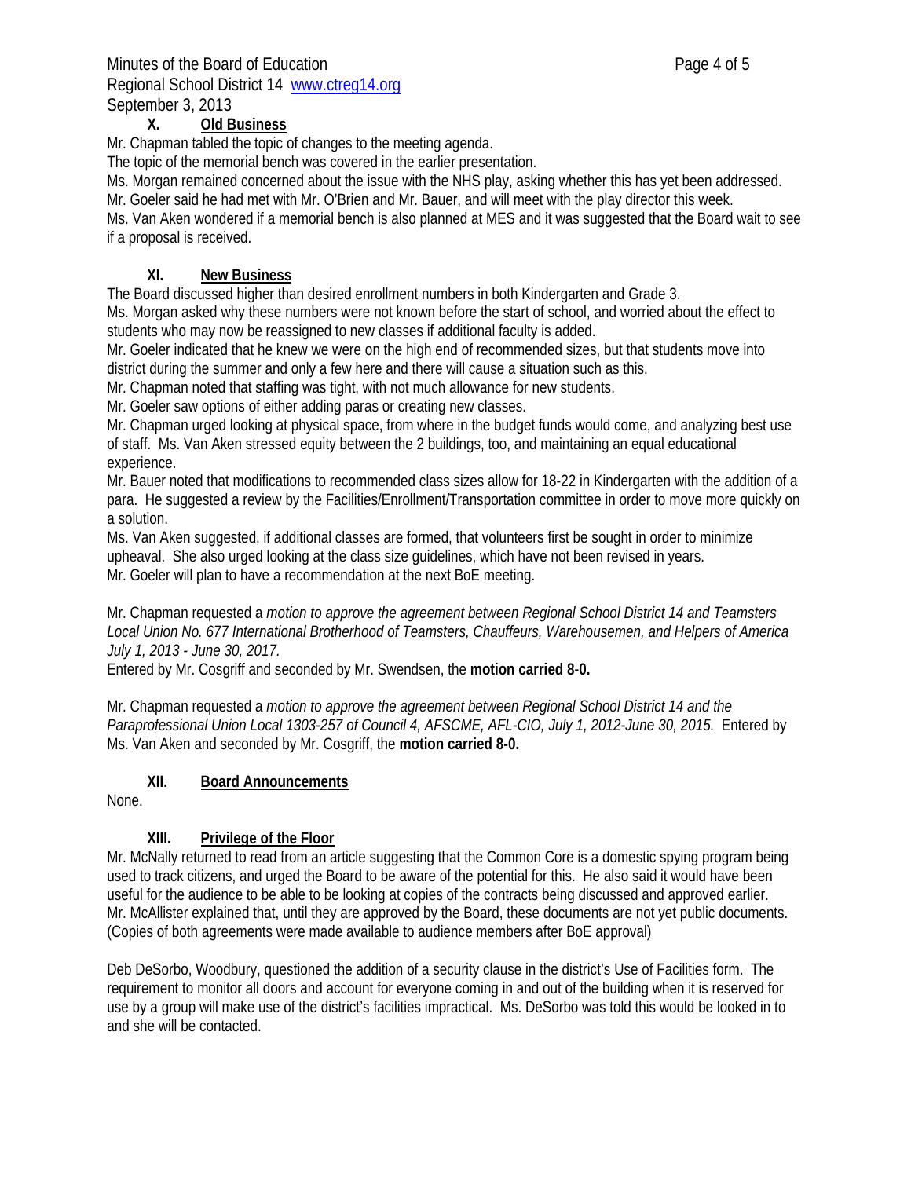## X. Old Business

Mr. Chapman tabled the topic of changes to the meeting agenda.
The topic of the memorial bench was covered in the earlier presentation.
Ms. Morgan remained concerned about the issue with the NHS play, asking whether this has yet been addressed.
Mr. Goeler said he had met with Mr. O'Brien and Mr. Bauer, and will meet with the play director this week.
Ms. Van Aken wondered if a memorial bench is also planned at MES and it was suggested that the Board wait to see if a proposal is received.

## XI. New Business

The Board discussed higher than desired enrollment numbers in both Kindergarten and Grade 3.
Ms. Morgan asked why these numbers were not known before the start of school, and worried about the effect to students who may now be reassigned to new classes if additional faculty is added.
Mr. Goeler indicated that he knew we were on the high end of recommended sizes, but that students move into district during the summer and only a few here and there will cause a situation such as this.
Mr. Chapman noted that staffing was tight, with not much allowance for new students.
Mr. Goeler saw options of either adding paras or creating new classes.
Mr. Chapman urged looking at physical space, from where in the budget funds would come, and analyzing best use of staff. Ms. Van Aken stressed equity between the 2 buildings, too, and maintaining an equal educational experience.
Mr. Bauer noted that modifications to recommended class sizes allow for 18-22 in Kindergarten with the addition of a para. He suggested a review by the Facilities/Enrollment/Transportation committee in order to move more quickly on a solution.
Ms. Van Aken suggested, if additional classes are formed, that volunteers first be sought in order to minimize upheaval. She also urged looking at the class size guidelines, which have not been revised in years.
Mr. Goeler will plan to have a recommendation at the next BoE meeting.

Mr. Chapman requested a *motion to approve the agreement between Regional School District 14 and Teamsters Local Union No. 677 International Brotherhood of Teamsters, Chauffeurs, Warehousemen, and Helpers of America July 1, 2013 - June 30, 2017.*
Entered by Mr. Cosgriff and seconded by Mr. Swendsen, the **motion carried 8-0.**

Mr. Chapman requested a *motion to approve the agreement between Regional School District 14 and the Paraprofessional Union Local 1303-257 of Council 4, AFSCME, AFL-CIO, July 1, 2012-June 30, 2015.* Entered by Ms. Van Aken and seconded by Mr. Cosgriff, the **motion carried 8-0.**

## XII. Board Announcements

None.

## XIII. Privilege of the Floor

Mr. McNally returned to read from an article suggesting that the Common Core is a domestic spying program being used to track citizens, and urged the Board to be aware of the potential for this. He also said it would have been useful for the audience to be able to be looking at copies of the contracts being discussed and approved earlier.
Mr. McAllister explained that, until they are approved by the Board, these documents are not yet public documents. (Copies of both agreements were made available to audience members after BoE approval)

Deb DeSorbo, Woodbury, questioned the addition of a security clause in the district's Use of Facilities form. The requirement to monitor all doors and account for everyone coming in and out of the building when it is reserved for use by a group will make use of the district's facilities impractical. Ms. DeSorbo was told this would be looked in to and she will be contacted.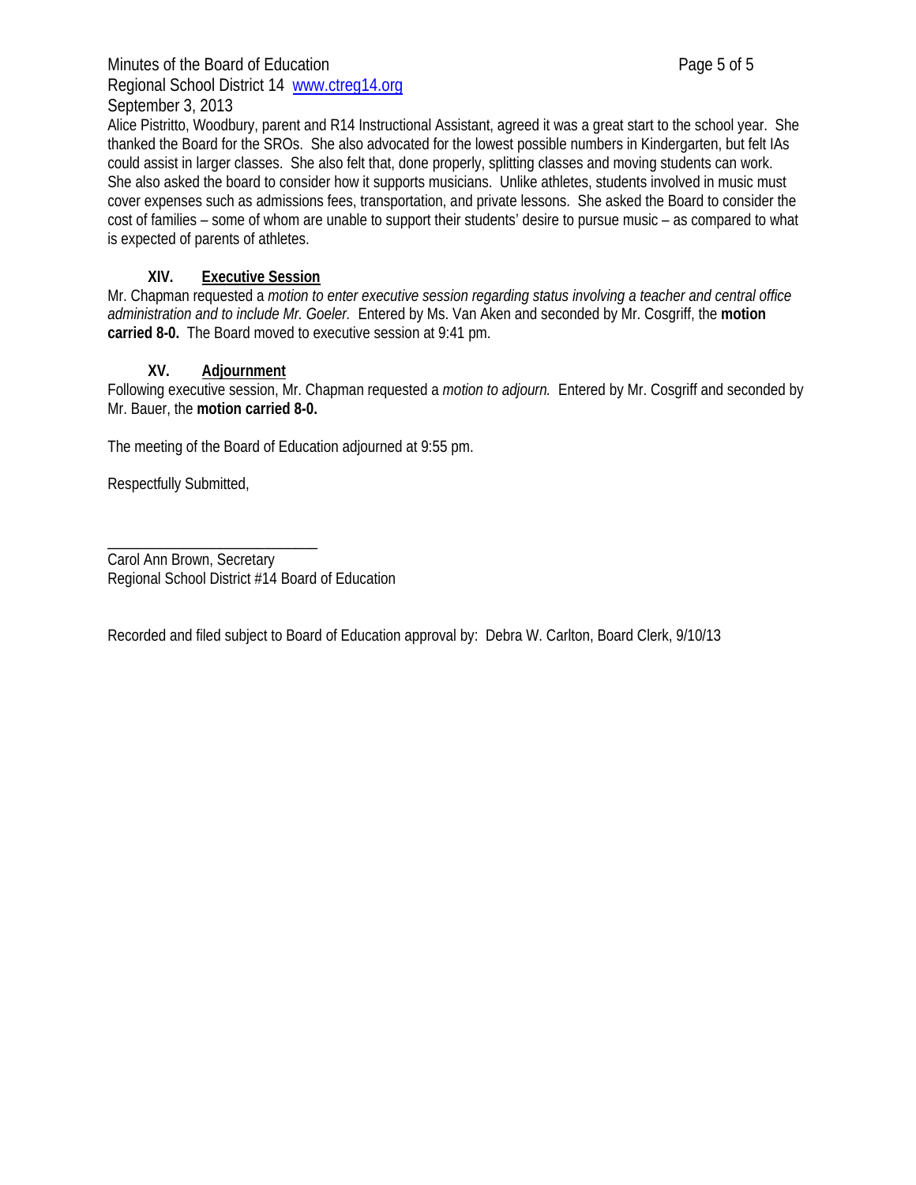Alice Pistritto, Woodbury, parent and R14 Instructional Assistant, agreed it was a great start to the school year. She thanked the Board for the SROs. She also advocated for the lowest possible numbers in Kindergarten, but felt IAs could assist in larger classes. She also felt that, done properly, splitting classes and moving students can work. She also asked the board to consider how it supports musicians. Unlike athletes, students involved in music must cover expenses such as admissions fees, transportation, and private lessons. She asked the Board to consider the cost of families – some of whom are unable to support their students' desire to pursue music – as compared to what is expected of parents of athletes.

## XIV. Executive Session

Mr. Chapman requested a *motion to enter executive session regarding status involving a teacher and central office administration and to include Mr. Goeler.* Entered by Ms. Van Aken and seconded by Mr. Cosgriff, the **motion carried 8-0.** The Board moved to executive session at 9:41 pm.

## XV. Adjournment

Following executive session, Mr. Chapman requested a *motion to adjourn.* Entered by Mr. Cosgriff and seconded by Mr. Bauer, the **motion carried 8-0.**

The meeting of the Board of Education adjourned at 9:55 pm.

Respectfully Submitted,

\_\_\_\_\_\_\_\_\_\_\_\_\_\_\_\_\_\_\_\_\_\_\_\_\_\_\_\_

Carol Ann Brown, Secretary
Regional School District #14 Board of Education

Recorded and filed subject to Board of Education approval by: Debra W. Carlton, Board Clerk, 9/10/13